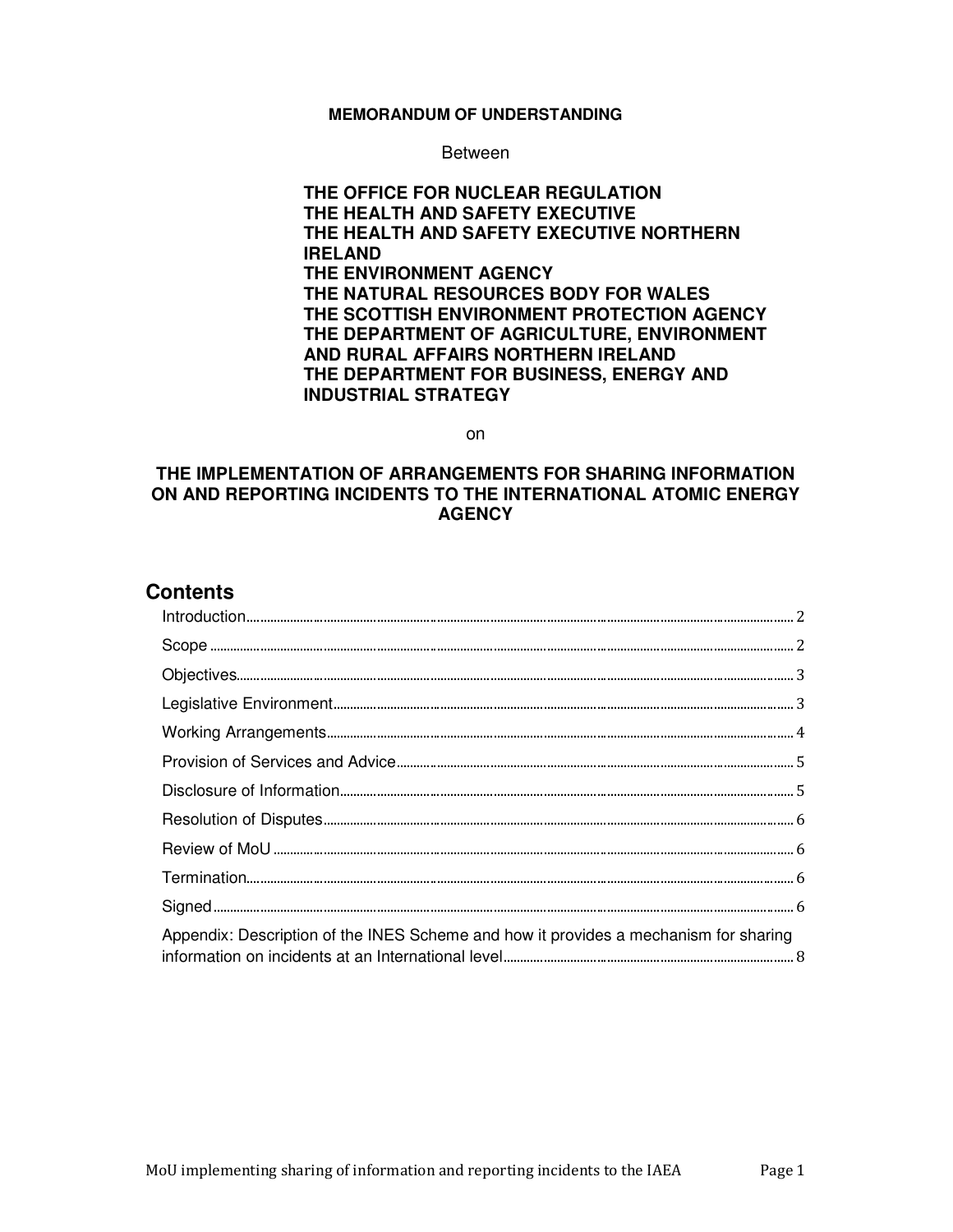**MEMORANDUM OF UNDERSTANDING**

Between

**THE OFFICE FOR NUCLEAR REGULATION**
**THE HEALTH AND SAFETY EXECUTIVE**
**THE HEALTH AND SAFETY EXECUTIVE NORTHERN IRELAND**
**THE ENVIRONMENT AGENCY**
**THE NATURAL RESOURCES BODY FOR WALES**
**THE SCOTTISH ENVIRONMENT PROTECTION AGENCY**
**THE DEPARTMENT OF AGRICULTURE, ENVIRONMENT AND RURAL AFFAIRS NORTHERN IRELAND**
**THE DEPARTMENT FOR BUSINESS, ENERGY AND INDUSTRIAL STRATEGY**

on

**THE IMPLEMENTATION OF ARRANGEMENTS FOR SHARING INFORMATION ON AND REPORTING INCIDENTS TO THE INTERNATIONAL ATOMIC ENERGY AGENCY**

## Contents

- Introduction ........ 2
- Scope ........ 2
- Objectives ........ 3
- Legislative Environment ........ 3
- Working Arrangements ........ 4
- Provision of Services and Advice ........ 5
- Disclosure of Information ........ 5
- Resolution of Disputes ........ 6
- Review of MoU ........ 6
- Termination ........ 6
- Signed ........ 6
- Appendix: Description of the INES Scheme and how it provides a mechanism for sharing information on incidents at an International level ........ 8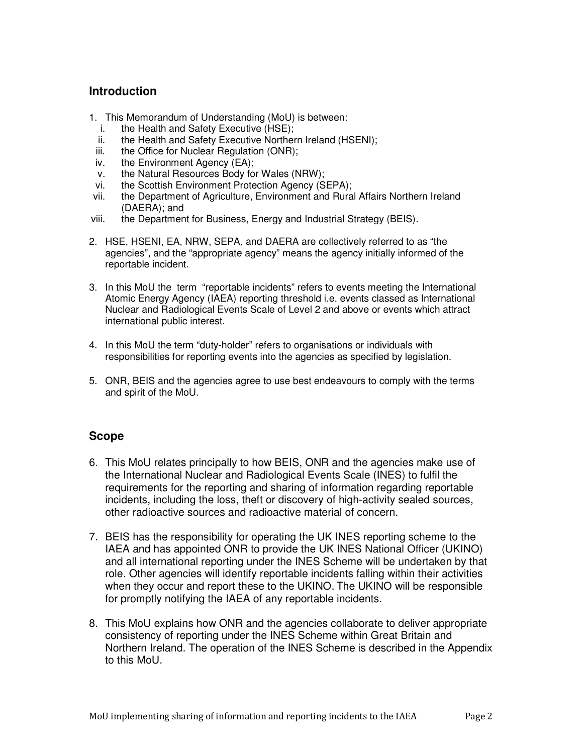## Introduction

1. This Memorandum of Understanding (MoU) is between:
   i. the Health and Safety Executive (HSE);
   ii. the Health and Safety Executive Northern Ireland (HSENI);
   iii. the Office for Nuclear Regulation (ONR);
   iv. the Environment Agency (EA);
   v. the Natural Resources Body for Wales (NRW);
   vi. the Scottish Environment Protection Agency (SEPA);
   vii. the Department of Agriculture, Environment and Rural Affairs Northern Ireland (DAERA); and
   viii. the Department for Business, Energy and Industrial Strategy (BEIS).

2. HSE, HSENI, EA, NRW, SEPA, and DAERA are collectively referred to as "the agencies", and the "appropriate agency" means the agency initially informed of the reportable incident.

3. In this MoU the term "reportable incidents" refers to events meeting the International Atomic Energy Agency (IAEA) reporting threshold i.e. events classed as International Nuclear and Radiological Events Scale of Level 2 and above or events which attract international public interest.

4. In this MoU the term "duty-holder" refers to organisations or individuals with responsibilities for reporting events into the agencies as specified by legislation.

5. ONR, BEIS and the agencies agree to use best endeavours to comply with the terms and spirit of the MoU.

## Scope

6. This MoU relates principally to how BEIS, ONR and the agencies make use of the International Nuclear and Radiological Events Scale (INES) to fulfil the requirements for the reporting and sharing of information regarding reportable incidents, including the loss, theft or discovery of high-activity sealed sources, other radioactive sources and radioactive material of concern.

7. BEIS has the responsibility for operating the UK INES reporting scheme to the IAEA and has appointed ONR to provide the UK INES National Officer (UKINO) and all international reporting under the INES Scheme will be undertaken by that role. Other agencies will identify reportable incidents falling within their activities when they occur and report these to the UKINO. The UKINO will be responsible for promptly notifying the IAEA of any reportable incidents.

8. This MoU explains how ONR and the agencies collaborate to deliver appropriate consistency of reporting under the INES Scheme within Great Britain and Northern Ireland. The operation of the INES Scheme is described in the Appendix to this MoU.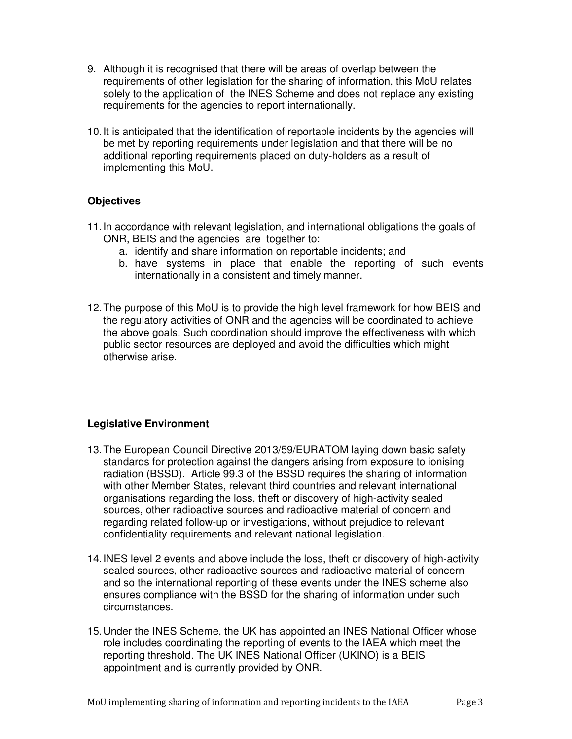9. Although it is recognised that there will be areas of overlap between the requirements of other legislation for the sharing of information, this MoU relates solely to the application of the INES Scheme and does not replace any existing requirements for the agencies to report internationally.

10. It is anticipated that the identification of reportable incidents by the agencies will be met by reporting requirements under legislation and that there will be no additional reporting requirements placed on duty-holders as a result of implementing this MoU.

**Objectives**

11. In accordance with relevant legislation, and international obligations the goals of ONR, BEIS and the agencies are together to:
    a. identify and share information on reportable incidents; and
    b. have systems in place that enable the reporting of such events internationally in a consistent and timely manner.

12. The purpose of this MoU is to provide the high level framework for how BEIS and the regulatory activities of ONR and the agencies will be coordinated to achieve the above goals. Such coordination should improve the effectiveness with which public sector resources are deployed and avoid the difficulties which might otherwise arise.

**Legislative Environment**

13. The European Council Directive 2013/59/EURATOM laying down basic safety standards for protection against the dangers arising from exposure to ionising radiation (BSSD). Article 99.3 of the BSSD requires the sharing of information with other Member States, relevant third countries and relevant international organisations regarding the loss, theft or discovery of high-activity sealed sources, other radioactive sources and radioactive material of concern and regarding related follow-up or investigations, without prejudice to relevant confidentiality requirements and relevant national legislation.

14. INES level 2 events and above include the loss, theft or discovery of high-activity sealed sources, other radioactive sources and radioactive material of concern and so the international reporting of these events under the INES scheme also ensures compliance with the BSSD for the sharing of information under such circumstances.

15. Under the INES Scheme, the UK has appointed an INES National Officer whose role includes coordinating the reporting of events to the IAEA which meet the reporting threshold. The UK INES National Officer (UKINO) is a BEIS appointment and is currently provided by ONR.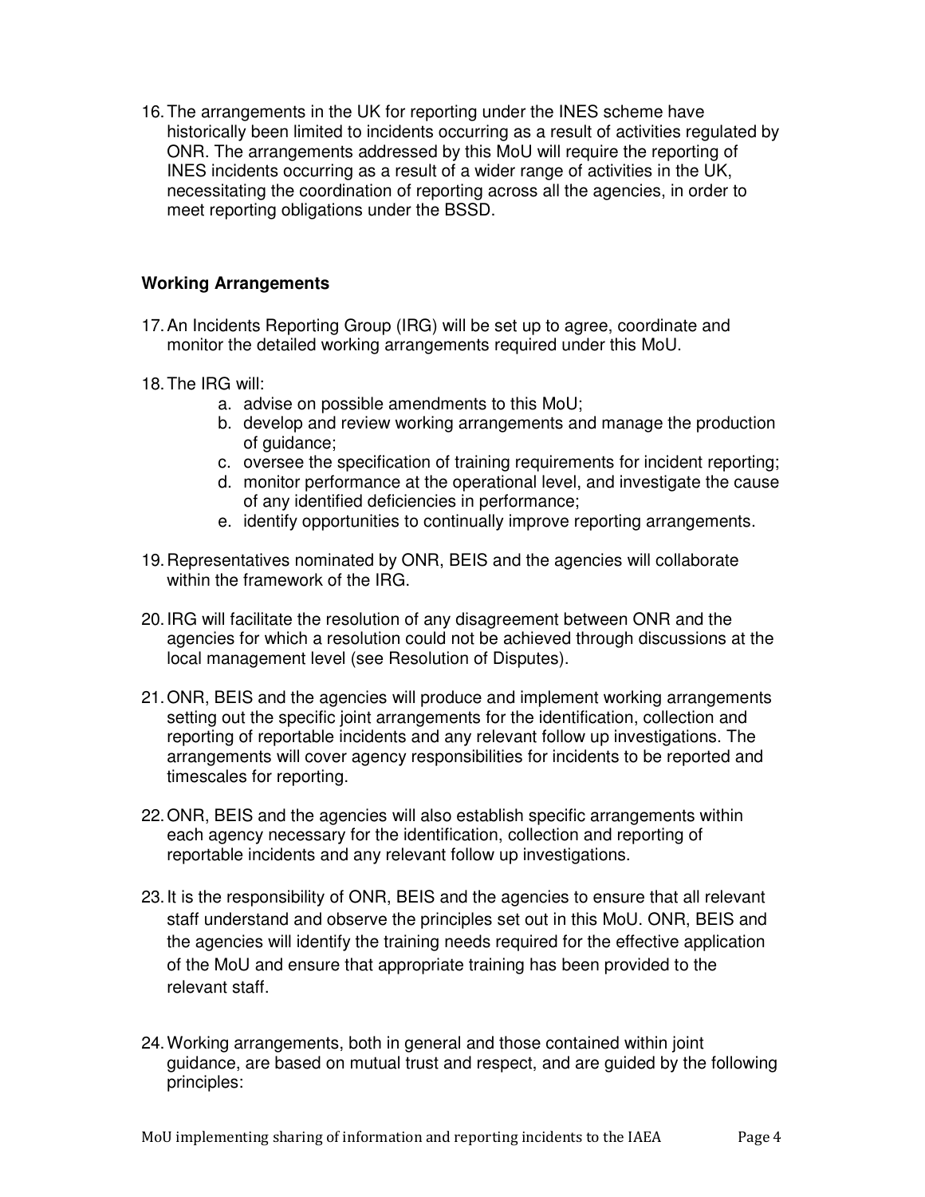16. The arrangements in the UK for reporting under the INES scheme have historically been limited to incidents occurring as a result of activities regulated by ONR. The arrangements addressed by this MoU will require the reporting of INES incidents occurring as a result of a wider range of activities in the UK, necessitating the coordination of reporting across all the agencies, in order to meet reporting obligations under the BSSD.

**Working Arrangements**

17. An Incidents Reporting Group (IRG) will be set up to agree, coordinate and monitor the detailed working arrangements required under this MoU.

18. The IRG will:
    a. advise on possible amendments to this MoU;
    b. develop and review working arrangements and manage the production of guidance;
    c. oversee the specification of training requirements for incident reporting;
    d. monitor performance at the operational level, and investigate the cause of any identified deficiencies in performance;
    e. identify opportunities to continually improve reporting arrangements.

19. Representatives nominated by ONR, BEIS and the agencies will collaborate within the framework of the IRG.

20. IRG will facilitate the resolution of any disagreement between ONR and the agencies for which a resolution could not be achieved through discussions at the local management level (see Resolution of Disputes).

21. ONR, BEIS and the agencies will produce and implement working arrangements setting out the specific joint arrangements for the identification, collection and reporting of reportable incidents and any relevant follow up investigations. The arrangements will cover agency responsibilities for incidents to be reported and timescales for reporting.

22. ONR, BEIS and the agencies will also establish specific arrangements within each agency necessary for the identification, collection and reporting of reportable incidents and any relevant follow up investigations.

23. It is the responsibility of ONR, BEIS and the agencies to ensure that all relevant staff understand and observe the principles set out in this MoU. ONR, BEIS and the agencies will identify the training needs required for the effective application of the MoU and ensure that appropriate training has been provided to the relevant staff.

24. Working arrangements, both in general and those contained within joint guidance, are based on mutual trust and respect, and are guided by the following principles: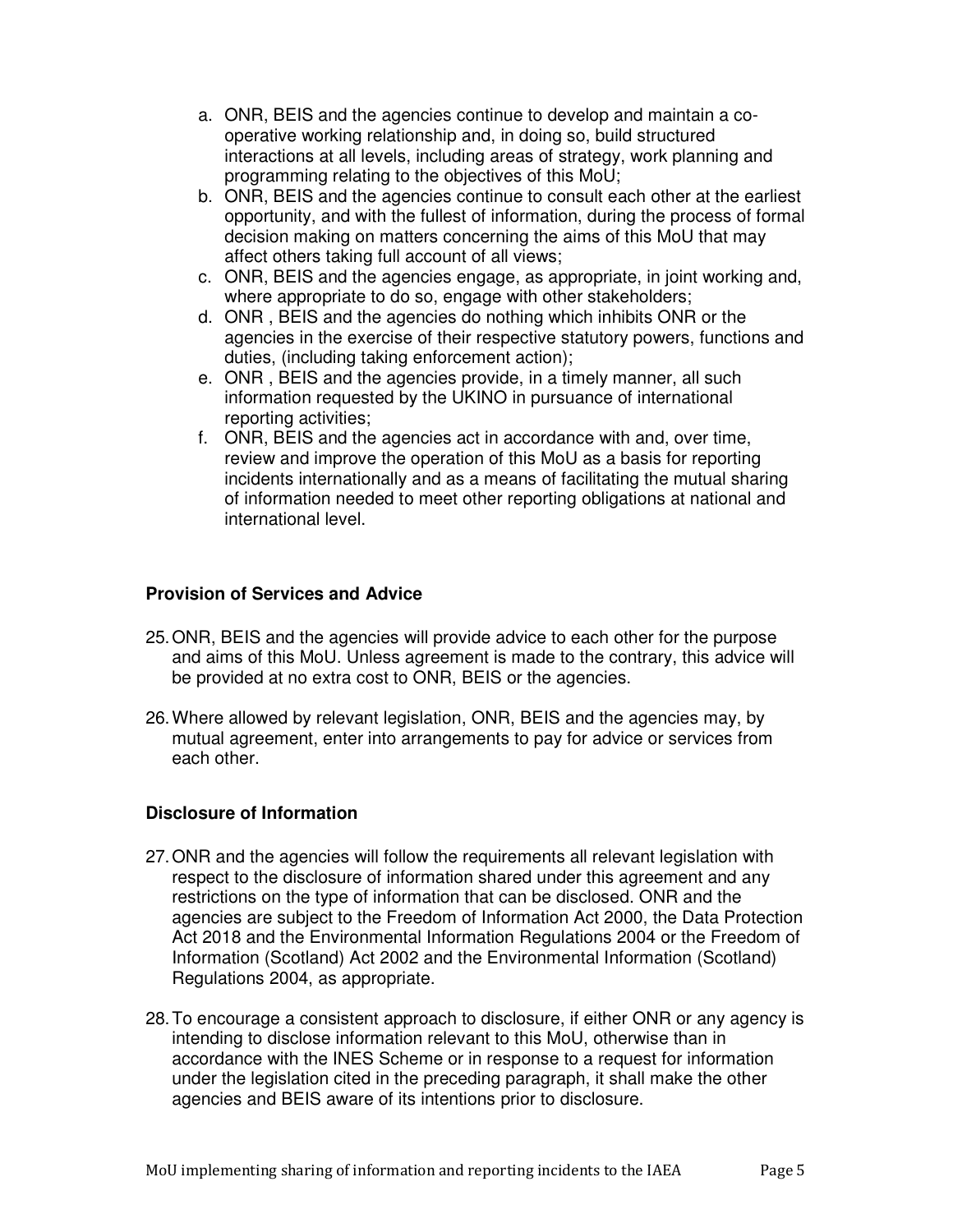a. ONR, BEIS and the agencies continue to develop and maintain a co-operative working relationship and, in doing so, build structured interactions at all levels, including areas of strategy, work planning and programming relating to the objectives of this MoU;
b. ONR, BEIS and the agencies continue to consult each other at the earliest opportunity, and with the fullest of information, during the process of formal decision making on matters concerning the aims of this MoU that may affect others taking full account of all views;
c. ONR, BEIS and the agencies engage, as appropriate, in joint working and, where appropriate to do so, engage with other stakeholders;
d. ONR , BEIS and the agencies do nothing which inhibits ONR or the agencies in the exercise of their respective statutory powers, functions and duties, (including taking enforcement action);
e. ONR , BEIS and the agencies provide, in a timely manner, all such information requested by the UKINO in pursuance of international reporting activities;
f. ONR, BEIS and the agencies act in accordance with and, over time, review and improve the operation of this MoU as a basis for reporting incidents internationally and as a means of facilitating the mutual sharing of information needed to meet other reporting obligations at national and international level.

### Provision of Services and Advice

25. ONR, BEIS and the agencies will provide advice to each other for the purpose and aims of this MoU. Unless agreement is made to the contrary, this advice will be provided at no extra cost to ONR, BEIS or the agencies.

26. Where allowed by relevant legislation, ONR, BEIS and the agencies may, by mutual agreement, enter into arrangements to pay for advice or services from each other.

### Disclosure of Information

27. ONR and the agencies will follow the requirements all relevant legislation with respect to the disclosure of information shared under this agreement and any restrictions on the type of information that can be disclosed. ONR and the agencies are subject to the Freedom of Information Act 2000, the Data Protection Act 2018 and the Environmental Information Regulations 2004 or the Freedom of Information (Scotland) Act 2002 and the Environmental Information (Scotland) Regulations 2004, as appropriate.

28. To encourage a consistent approach to disclosure, if either ONR or any agency is intending to disclose information relevant to this MoU, otherwise than in accordance with the INES Scheme or in response to a request for information under the legislation cited in the preceding paragraph, it shall make the other agencies and BEIS aware of its intentions prior to disclosure.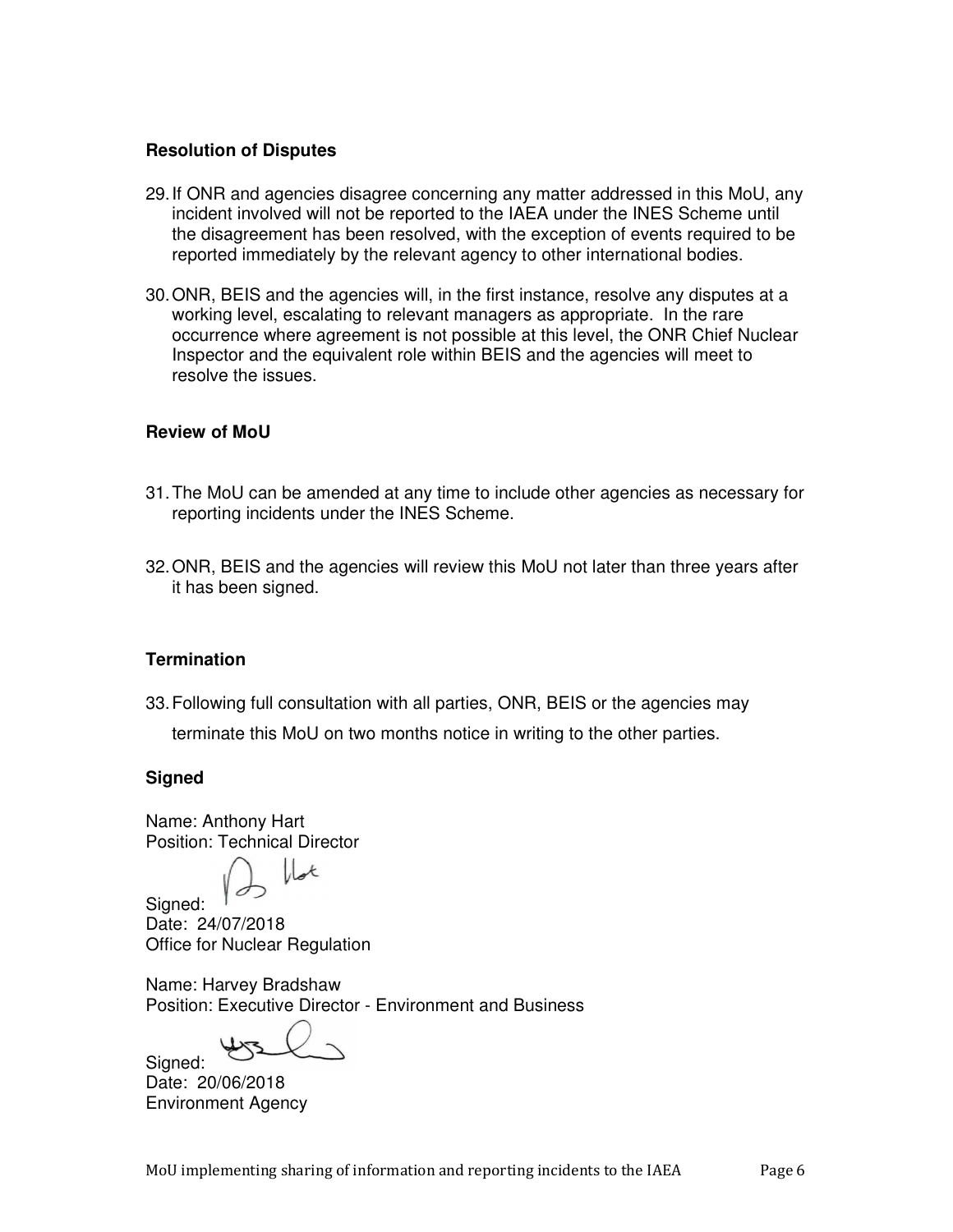**Resolution of Disputes**

29. If ONR and agencies disagree concerning any matter addressed in this MoU, any incident involved will not be reported to the IAEA under the INES Scheme until the disagreement has been resolved, with the exception of events required to be reported immediately by the relevant agency to other international bodies.

30. ONR, BEIS and the agencies will, in the first instance, resolve any disputes at a working level, escalating to relevant managers as appropriate. In the rare occurrence where agreement is not possible at this level, the ONR Chief Nuclear Inspector and the equivalent role within BEIS and the agencies will meet to resolve the issues.

**Review of MoU**

31. The MoU can be amended at any time to include other agencies as necessary for reporting incidents under the INES Scheme.

32. ONR, BEIS and the agencies will review this MoU not later than three years after it has been signed.

**Termination**

33. Following full consultation with all parties, ONR, BEIS or the agencies may terminate this MoU on two months notice in writing to the other parties.

**Signed**

Name: Anthony Hart
Position: Technical Director
Signed:
Date: 24/07/2018
Office for Nuclear Regulation

Name: Harvey Bradshaw
Position: Executive Director - Environment and Business
Signed:
Date: 20/06/2018
Environment Agency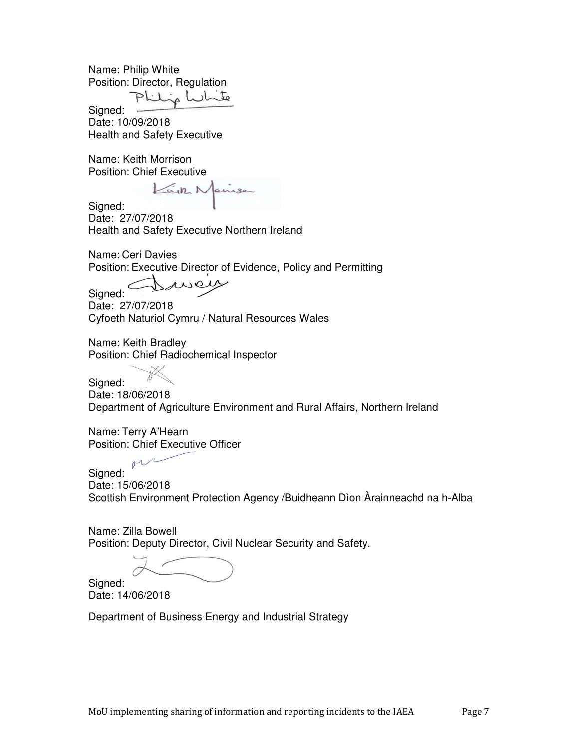Name: Philip White
Position: Director, Regulation
Signed:
Date: 10/09/2018
Health and Safety Executive

Name: Keith Morrison
Position: Chief Executive
Signed:
Date: 27/07/2018
Health and Safety Executive Northern Ireland

Name: Ceri Davies
Position: Executive Director of Evidence, Policy and Permitting
Signed:
Date: 27/07/2018
Cyfoeth Naturiol Cymru / Natural Resources Wales

Name: Keith Bradley
Position: Chief Radiochemical Inspector
Signed:
Date: 18/06/2018
Department of Agriculture Environment and Rural Affairs, Northern Ireland

Name: Terry A'Hearn
Position: Chief Executive Officer
Signed:
Date: 15/06/2018
Scottish Environment Protection Agency /Buidheann Dìon Àrainneachd na h-Alba

Name: Zilla Bowell
Position: Deputy Director, Civil Nuclear Security and Safety.
Signed:
Date: 14/06/2018

Department of Business Energy and Industrial Strategy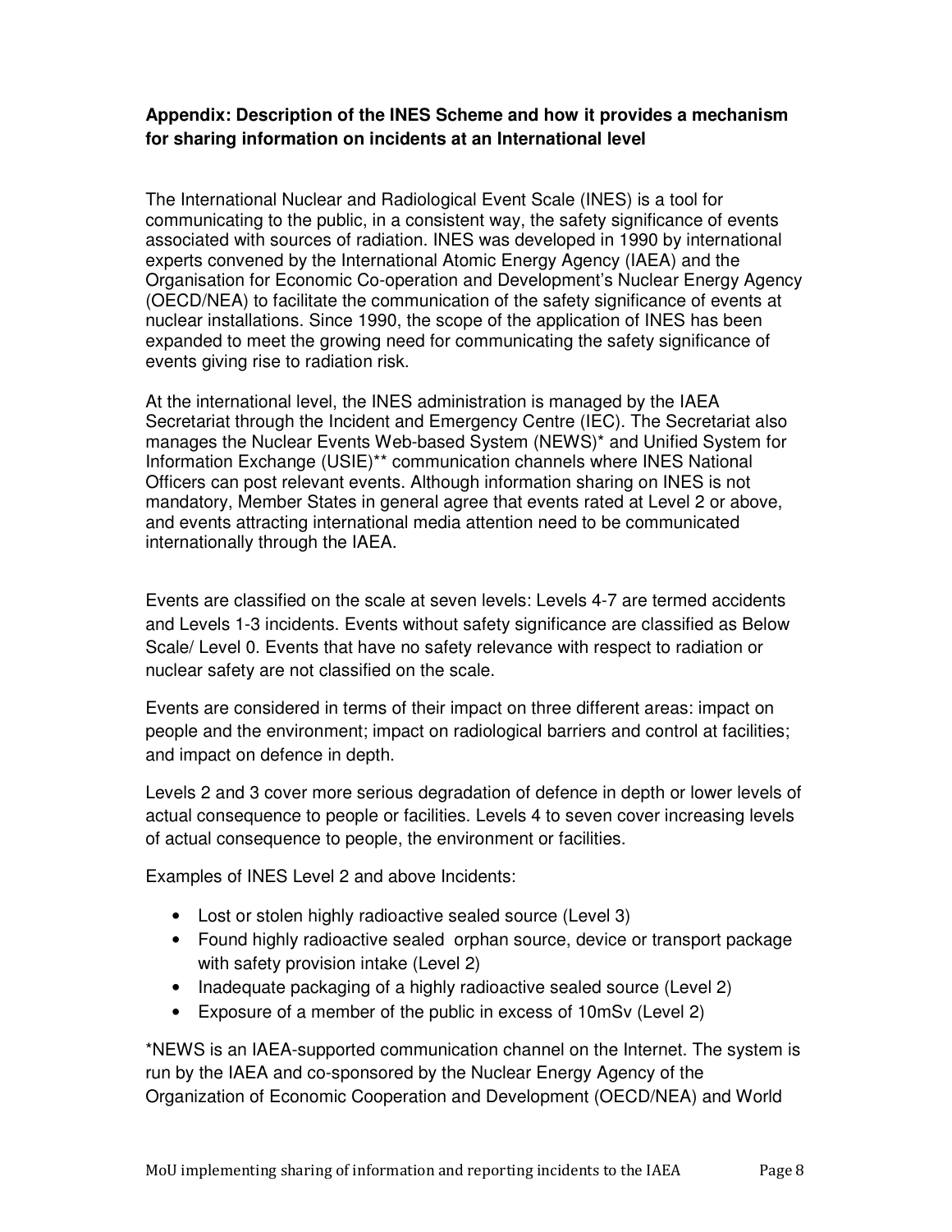**Appendix: Description of the INES Scheme and how it provides a mechanism for sharing information on incidents at an International level**

The International Nuclear and Radiological Event Scale (INES) is a tool for communicating to the public, in a consistent way, the safety significance of events associated with sources of radiation. INES was developed in 1990 by international experts convened by the International Atomic Energy Agency (IAEA) and the Organisation for Economic Co-operation and Development's Nuclear Energy Agency (OECD/NEA) to facilitate the communication of the safety significance of events at nuclear installations. Since 1990, the scope of the application of INES has been expanded to meet the growing need for communicating the safety significance of events giving rise to radiation risk.

At the international level, the INES administration is managed by the IAEA Secretariat through the Incident and Emergency Centre (IEC). The Secretariat also manages the Nuclear Events Web-based System (NEWS)* and Unified System for Information Exchange (USIE)** communication channels where INES National Officers can post relevant events. Although information sharing on INES is not mandatory, Member States in general agree that events rated at Level 2 or above, and events attracting international media attention need to be communicated internationally through the IAEA.

Events are classified on the scale at seven levels: Levels 4-7 are termed accidents and Levels 1-3 incidents. Events without safety significance are classified as Below Scale/ Level 0. Events that have no safety relevance with respect to radiation or nuclear safety are not classified on the scale.

Events are considered in terms of their impact on three different areas: impact on people and the environment; impact on radiological barriers and control at facilities; and impact on defence in depth.

Levels 2 and 3 cover more serious degradation of defence in depth or lower levels of actual consequence to people or facilities. Levels 4 to seven cover increasing levels of actual consequence to people, the environment or facilities.

Examples of INES Level 2 and above Incidents:

- Lost or stolen highly radioactive sealed source (Level 3)
- Found highly radioactive sealed orphan source, device or transport package with safety provision intake (Level 2)
- Inadequate packaging of a highly radioactive sealed source (Level 2)
- Exposure of a member of the public in excess of 10mSv (Level 2)

*NEWS is an IAEA-supported communication channel on the Internet. The system is run by the IAEA and co-sponsored by the Nuclear Energy Agency of the Organization of Economic Cooperation and Development (OECD/NEA) and World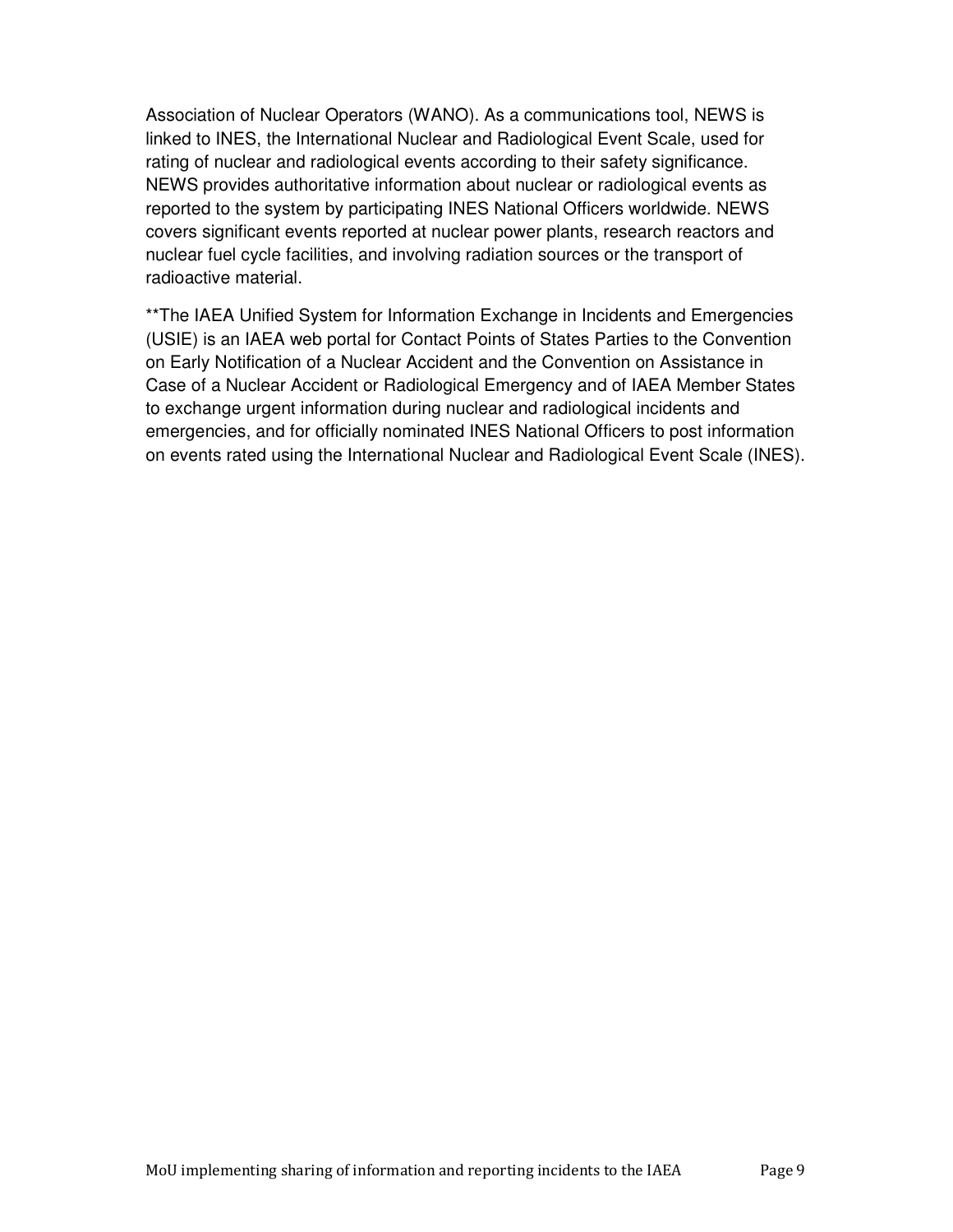Association of Nuclear Operators (WANO). As a communications tool, NEWS is linked to INES, the International Nuclear and Radiological Event Scale, used for rating of nuclear and radiological events according to their safety significance. NEWS provides authoritative information about nuclear or radiological events as reported to the system by participating INES National Officers worldwide. NEWS covers significant events reported at nuclear power plants, research reactors and nuclear fuel cycle facilities, and involving radiation sources or the transport of radioactive material.

**The IAEA Unified System for Information Exchange in Incidents and Emergencies (USIE) is an IAEA web portal for Contact Points of States Parties to the Convention on Early Notification of a Nuclear Accident and the Convention on Assistance in Case of a Nuclear Accident or Radiological Emergency and of IAEA Member States to exchange urgent information during nuclear and radiological incidents and emergencies, and for officially nominated INES National Officers to post information on events rated using the International Nuclear and Radiological Event Scale (INES).